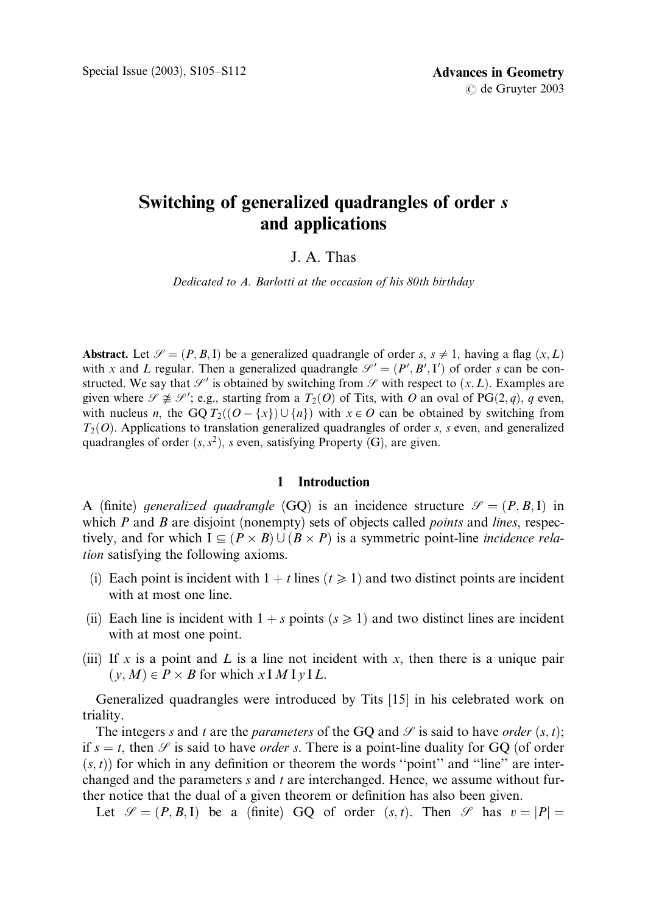# Switching of generalized quadrangles of order $s$ and applications

J. A. Thas

*Dedicated to A. Barlotti at the occasion of his 80th birthday*

**Abstract.** Let $\mathcal{S} = (P, B, \mathrm{I})$ be a generalized quadrangle of order $s$, $s \neq 1$, having a flag $(x, L)$ with $x$ and $L$ regular. Then a generalized quadrangle $\mathcal{S}' = (P', B', \mathrm{I}')$ of order $s$ can be constructed. We say that $\mathcal{S}'$ is obtained by switching from $\mathcal{S}$ with respect to $(x, L)$. Examples are given where $\mathcal{S} \not\cong \mathcal{S}'$; e.g., starting from a $T_2(O)$ of Tits, with $O$ an oval of $\mathrm{PG}(2, q)$, $q$ even, with nucleus $n$, the GQ $T_2((O - \{x\}) \cup \{n\})$ with $x \in O$ can be obtained by switching from $T_2(O)$. Applications to translation generalized quadrangles of order $s$, $s$ even, and generalized quadrangles of order $(s, s^2)$, $s$ even, satisfying Property (G), are given.

## 1 Introduction

A (finite) *generalized quadrangle* (GQ) is an incidence structure $\mathcal{S} = (P, B, \mathrm{I})$ in which $P$ and $B$ are disjoint (nonempty) sets of objects called *points* and *lines*, respectively, and for which $\mathrm{I} \subseteq (P \times B) \cup (B \times P)$ is a symmetric point-line *incidence relation* satisfying the following axioms.

(i) Each point is incident with $1 + t$ lines ($t \geqslant 1$) and two distinct points are incident with at most one line.

(ii) Each line is incident with $1 + s$ points ($s \geqslant 1$) and two distinct lines are incident with at most one point.

(iii) If $x$ is a point and $L$ is a line not incident with $x$, then there is a unique pair $(y, M) \in P \times B$ for which $x \,\mathrm{I}\, M \,\mathrm{I}\, y \,\mathrm{I}\, L$.

Generalized quadrangles were introduced by Tits [15] in his celebrated work on triality.

The integers $s$ and $t$ are the *parameters* of the GQ and $\mathcal{S}$ is said to have *order* $(s, t)$; if $s = t$, then $\mathcal{S}$ is said to have *order* $s$. There is a point-line duality for GQ (of order $(s, t)$) for which in any definition or theorem the words "point" and "line" are interchanged and the parameters $s$ and $t$ are interchanged. Hence, we assume without further notice that the dual of a given theorem or definition has also been given.

Let $\mathcal{S} = (P, B, \mathrm{I})$ be a (finite) GQ of order $(s, t)$. Then $\mathcal{S}$ has $v = |P| =$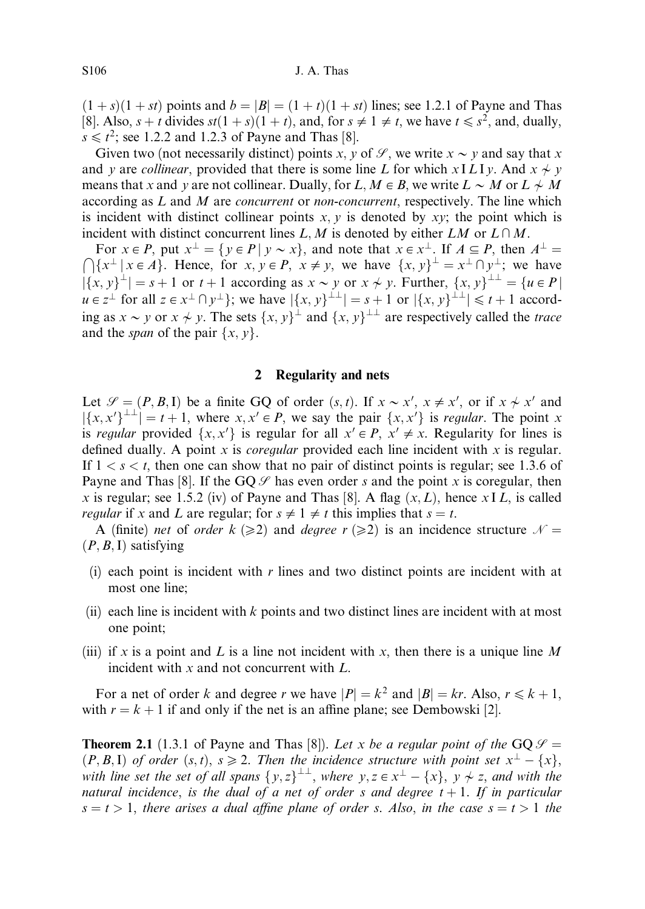$(1+s)(1+st)$ points and $b = |B| = (1+t)(1+st)$ lines; see 1.2.1 of Payne and Thas [8]. Also, $s+t$ divides $st(1+s)(1+t)$, and, for $s \neq 1 \neq t$, we have $t \leqslant s^2$, and, dually, $s \leqslant t^2$; see 1.2.2 and 1.2.3 of Payne and Thas [8].

Given two (not necessarily distinct) points $x, y$ of $\mathscr{S}$, we write $x \sim y$ and say that $x$ and $y$ are *collinear*, provided that there is some line $L$ for which $x \,\mathrm{I}\, L \,\mathrm{I}\, y$. And $x \not\sim y$ means that $x$ and $y$ are not collinear. Dually, for $L, M \in B$, we write $L \sim M$ or $L \not\sim M$ according as $L$ and $M$ are *concurrent* or *non-concurrent*, respectively. The line which is incident with distinct collinear points $x, y$ is denoted by $xy$; the point which is incident with distinct concurrent lines $L, M$ is denoted by either $LM$ or $L \cap M$.

For $x \in P$, put $x^{\perp} = \{y \in P \mid y \sim x\}$, and note that $x \in x^{\perp}$. If $A \subseteq P$, then $A^{\perp} = \bigcap \{x^{\perp} \mid x \in A\}$. Hence, for $x, y \in P$, $x \neq y$, we have $\{x, y\}^{\perp} = x^{\perp} \cap y^{\perp}$; we have $|\{x, y\}^{\perp}| = s+1$ or $t+1$ according as $x \sim y$ or $x \not\sim y$. Further, $\{x, y\}^{\perp\perp} = \{u \in P \mid u \in z^{\perp}$ for all $z \in x^{\perp} \cap y^{\perp}\}$; we have $|\{x, y\}^{\perp\perp}| = s+1$ or $|\{x, y\}^{\perp\perp}| \leqslant t+1$ according as $x \sim y$ or $x \not\sim y$. The sets $\{x, y\}^{\perp}$ and $\{x, y\}^{\perp\perp}$ are respectively called the *trace* and the *span* of the pair $\{x, y\}$.

## 2 Regularity and nets

Let $\mathscr{S} = (P, B, \mathrm{I})$ be a finite GQ of order $(s, t)$. If $x \sim x'$, $x \neq x'$, or if $x \not\sim x'$ and $|\{x, x'\}^{\perp\perp}| = t+1$, where $x, x' \in P$, we say the pair $\{x, x'\}$ is *regular*. The point $x$ is *regular* provided $\{x, x'\}$ is regular for all $x' \in P$, $x' \neq x$. Regularity for lines is defined dually. A point $x$ is *coregular* provided each line incident with $x$ is regular. If $1 < s < t$, then one can show that no pair of distinct points is regular; see 1.3.6 of Payne and Thas [8]. If the GQ $\mathscr{S}$ has even order $s$ and the point $x$ is coregular, then $x$ is regular; see 1.5.2 (iv) of Payne and Thas [8]. A flag $(x, L)$, hence $x \,\mathrm{I}\, L$, is called *regular* if $x$ and $L$ are regular; for $s \neq 1 \neq t$ this implies that $s = t$.

A (finite) *net* of *order* $k$ ($\geqslant 2$) and *degree* $r$ ($\geqslant 2$) is an incidence structure $\mathscr{N} = (P, B, \mathrm{I})$ satisfying

(i) each point is incident with $r$ lines and two distinct points are incident with at most one line;

(ii) each line is incident with $k$ points and two distinct lines are incident with at most one point;

(iii) if $x$ is a point and $L$ is a line not incident with $x$, then there is a unique line $M$ incident with $x$ and not concurrent with $L$.

For a net of order $k$ and degree $r$ we have $|P| = k^2$ and $|B| = kr$. Also, $r \leqslant k+1$, with $r = k+1$ if and only if the net is an affine plane; see Dembowski [2].

**Theorem 2.1** (1.3.1 of Payne and Thas [8]). *Let $x$ be a regular point of the GQ $\mathscr{S} = (P, B, \mathrm{I})$ of order $(s, t)$, $s \geqslant 2$. Then the incidence structure with point set $x^{\perp} - \{x\}$, with line set the set of all spans $\{y, z\}^{\perp\perp}$, where $y, z \in x^{\perp} - \{x\}$, $y \not\sim z$, and with the natural incidence, is the dual of a net of order $s$ and degree $t+1$. If in particular $s = t > 1$, there arises a dual affine plane of order $s$. Also, in the case $s = t > 1$ the*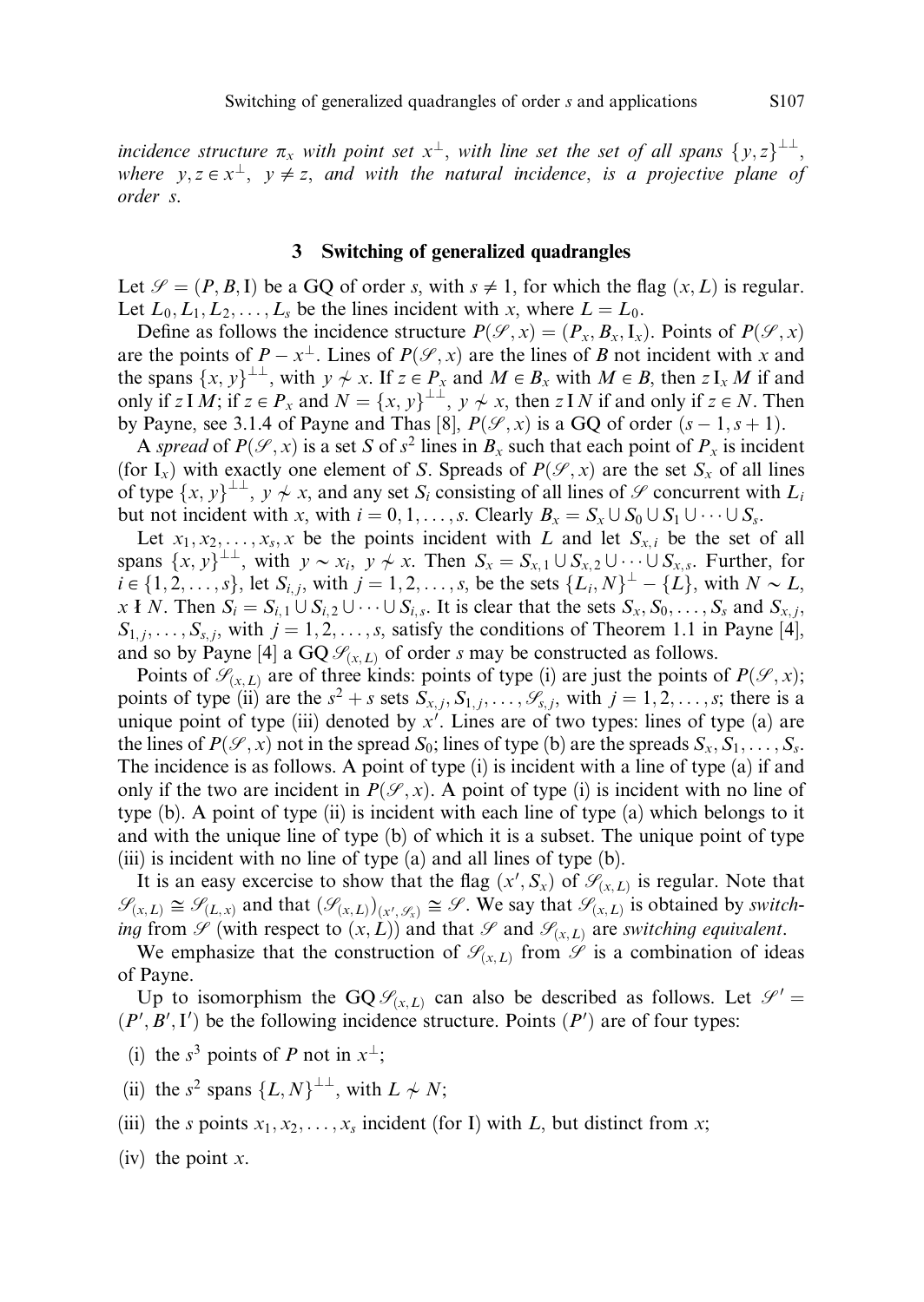*incidence structure* $\pi_x$ *with point set* $x^\perp$, *with line set the set of all spans* $\{y,z\}^{\perp\perp}$, *where* $y, z \in x^\perp$, $y \neq z$, *and with the natural incidence*, *is a projective plane of order* $s$.

## 3 Switching of generalized quadrangles

Let $\mathscr{S} = (P, B, \mathrm{I})$ be a GQ of order $s$, with $s \neq 1$, for which the flag $(x, L)$ is regular. Let $L_0, L_1, L_2, \ldots, L_s$ be the lines incident with $x$, where $L = L_0$.

Define as follows the incidence structure $P(\mathscr{S}, x) = (P_x, B_x, \mathrm{I}_x)$. Points of $P(\mathscr{S}, x)$ are the points of $P - x^\perp$. Lines of $P(\mathscr{S}, x)$ are the lines of $B$ not incident with $x$ and the spans $\{x, y\}^{\perp\perp}$, with $y \not\sim x$. If $z \in P_x$ and $M \in B_x$ with $M \in B$, then $z \,\mathrm{I}_x\, M$ if and only if $z \,\mathrm{I}\, M$; if $z \in P_x$ and $N = \{x, y\}^{\perp\perp}$, $y \not\sim x$, then $z \,\mathrm{I}\, N$ if and only if $z \in N$. Then by Payne, see 3.1.4 of Payne and Thas [8], $P(\mathscr{S}, x)$ is a GQ of order $(s-1, s+1)$.

A *spread* of $P(\mathscr{S}, x)$ is a set $S$ of $s^2$ lines in $B_x$ such that each point of $P_x$ is incident (for $\mathrm{I}_x$) with exactly one element of $S$. Spreads of $P(\mathscr{S}, x)$ are the set $S_x$ of all lines of type $\{x, y\}^{\perp\perp}$, $y \not\sim x$, and any set $S_i$ consisting of all lines of $\mathscr{S}$ concurrent with $L_i$ but not incident with $x$, with $i = 0, 1, \ldots, s$. Clearly $B_x = S_x \cup S_0 \cup S_1 \cup \cdots \cup S_s$.

Let $x_1, x_2, \ldots, x_s, x$ be the points incident with $L$ and let $S_{x,i}$ be the set of all spans $\{x, y\}^{\perp\perp}$, with $y \sim x_i$, $y \not\sim x$. Then $S_x = S_{x,1} \cup S_{x,2} \cup \cdots \cup S_{x,s}$. Further, for $i \in \{1, 2, \ldots, s\}$, let $S_{i,j}$, with $j = 1, 2, \ldots, s$, be the sets $\{L_i, N\}^\perp - \{L\}$, with $N \sim L$, $x \,\not\mathrm{I}\, N$. Then $S_i = S_{i,1} \cup S_{i,2} \cup \cdots \cup S_{i,s}$. It is clear that the sets $S_x, S_0, \ldots, S_s$ and $S_{x,j}$, $S_{1,j}, \ldots, S_{s,j}$, with $j = 1, 2, \ldots, s$, satisfy the conditions of Theorem 1.1 in Payne [4], and so by Payne [4] a GQ $\mathscr{S}_{(x,L)}$ of order $s$ may be constructed as follows.

Points of $\mathscr{S}_{(x,L)}$ are of three kinds: points of type (i) are just the points of $P(\mathscr{S}, x)$; points of type (ii) are the $s^2 + s$ sets $S_{x,j}, S_{1,j}, \ldots, \mathscr{S}_{s,j}$, with $j = 1, 2, \ldots, s$; there is a unique point of type (iii) denoted by $x'$. Lines are of two types: lines of type (a) are the lines of $P(\mathscr{S}, x)$ not in the spread $S_0$; lines of type (b) are the spreads $S_x, S_1, \ldots, S_s$. The incidence is as follows. A point of type (i) is incident with a line of type (a) if and only if the two are incident in $P(\mathscr{S}, x)$. A point of type (i) is incident with no line of type (b). A point of type (ii) is incident with each line of type (a) which belongs to it and with the unique line of type (b) of which it is a subset. The unique point of type (iii) is incident with no line of type (a) and all lines of type (b).

It is an easy excercise to show that the flag $(x', S_x)$ of $\mathscr{S}_{(x,L)}$ is regular. Note that $\mathscr{S}_{(x,L)} \cong \mathscr{S}_{(L,x)}$ and that $(\mathscr{S}_{(x,L)})_{(x', \mathscr{S}_x)} \cong \mathscr{S}$. We say that $\mathscr{S}_{(x,L)}$ is obtained by *switching* from $\mathscr{S}$ (with respect to $(x, L)$) and that $\mathscr{S}$ and $\mathscr{S}_{(x,L)}$ are *switching equivalent*.

We emphasize that the construction of $\mathscr{S}_{(x,L)}$ from $\mathscr{S}$ is a combination of ideas of Payne.

Up to isomorphism the GQ $\mathscr{S}_{(x,L)}$ can also be described as follows. Let $\mathscr{S}' = (P', B', \mathrm{I}')$ be the following incidence structure. Points $(P')$ are of four types:

(i) the $s^3$ points of $P$ not in $x^\perp$;

(ii) the $s^2$ spans $\{L, N\}^{\perp\perp}$, with $L \not\sim N$;

(iii) the $s$ points $x_1, x_2, \ldots, x_s$ incident (for $\mathrm{I}$) with $L$, but distinct from $x$;

(iv) the point $x$.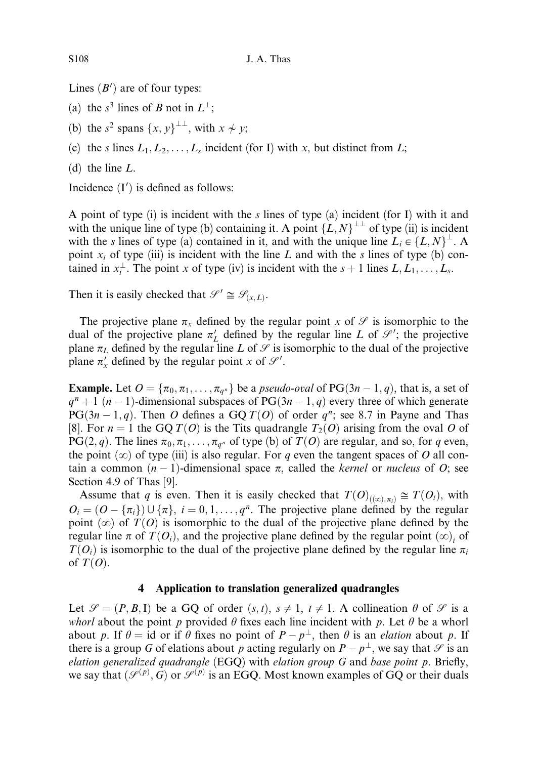Lines $(B')$ are of four types:

(a) the $s^3$ lines of $B$ not in $L^\perp$;

(b) the $s^2$ spans $\{x, y\}^{\perp\perp}$, with $x \not\sim y$;

(c) the $s$ lines $L_1, L_2, \ldots, L_s$ incident (for I) with $x$, but distinct from $L$;

(d) the line $L$.

Incidence $(\mathrm{I}')$ is defined as follows:

A point of type (i) is incident with the $s$ lines of type (a) incident (for I) with it and with the unique line of type (b) containing it. A point $\{L, N\}^{\perp\perp}$ of type (ii) is incident with the $s$ lines of type (a) contained in it, and with the unique line $L_i \in \{L, N\}^\perp$. A point $x_i$ of type (iii) is incident with the line $L$ and with the $s$ lines of type (b) contained in $x_i^\perp$. The point $x$ of type (iv) is incident with the $s+1$ lines $L, L_1, \ldots, L_s$.

Then it is easily checked that $\mathscr{S}' \cong \mathscr{S}_{(x,L)}$.

The projective plane $\pi_x$ defined by the regular point $x$ of $\mathscr{S}$ is isomorphic to the dual of the projective plane $\pi'_L$ defined by the regular line $L$ of $\mathscr{S}'$; the projective plane $\pi_L$ defined by the regular line $L$ of $\mathscr{S}$ is isomorphic to the dual of the projective plane $\pi'_x$ defined by the regular point $x$ of $\mathscr{S}'$.

**Example.** Let $O = \{\pi_0, \pi_1, \ldots, \pi_{q^n}\}$ be a *pseudo-oval* of $\mathrm{PG}(3n-1, q)$, that is, a set of $q^n + 1$ $(n-1)$-dimensional subspaces of $\mathrm{PG}(3n-1, q)$ every three of which generate $\mathrm{PG}(3n-1, q)$. Then $O$ defines a GQ $T(O)$ of order $q^n$; see 8.7 in Payne and Thas [8]. For $n = 1$ the GQ $T(O)$ is the Tits quadrangle $T_2(O)$ arising from the oval $O$ of $\mathrm{PG}(2, q)$. The lines $\pi_0, \pi_1, \ldots, \pi_{q^n}$ of type (b) of $T(O)$ are regular, and so, for $q$ even, the point $(\infty)$ of type (iii) is also regular. For $q$ even the tangent spaces of $O$ all contain a common $(n-1)$-dimensional space $\pi$, called the *kernel* or *nucleus* of $O$; see Section 4.9 of Thas [9].

Assume that $q$ is even. Then it is easily checked that $T(O)_{((\infty),\pi_i)} \cong T(O_i)$, with $O_i = (O - \{\pi_i\}) \cup \{\pi\}$, $i = 0, 1, \ldots, q^n$. The projective plane defined by the regular point $(\infty)$ of $T(O)$ is isomorphic to the dual of the projective plane defined by the regular line $\pi$ of $T(O_i)$, and the projective plane defined by the regular point $(\infty)_i$ of $T(O_i)$ is isomorphic to the dual of the projective plane defined by the regular line $\pi_i$ of $T(O)$.

## 4 Application to translation generalized quadrangles

Let $\mathscr{S} = (P, B, \mathrm{I})$ be a GQ of order $(s, t)$, $s \neq 1$, $t \neq 1$. A collineation $\theta$ of $\mathscr{S}$ is a *whorl* about the point $p$ provided $\theta$ fixes each line incident with $p$. Let $\theta$ be a whorl about $p$. If $\theta = \mathrm{id}$ or if $\theta$ fixes no point of $P - p^\perp$, then $\theta$ is an *elation* about $p$. If there is a group $G$ of elations about $p$ acting regularly on $P - p^\perp$, we say that $\mathscr{S}$ is an *elation generalized quadrangle* (EGQ) with *elation group* $G$ and *base point* $p$. Briefly, we say that $(\mathscr{S}^{(p)}, G)$ or $\mathscr{S}^{(p)}$ is an EGQ. Most known examples of GQ or their duals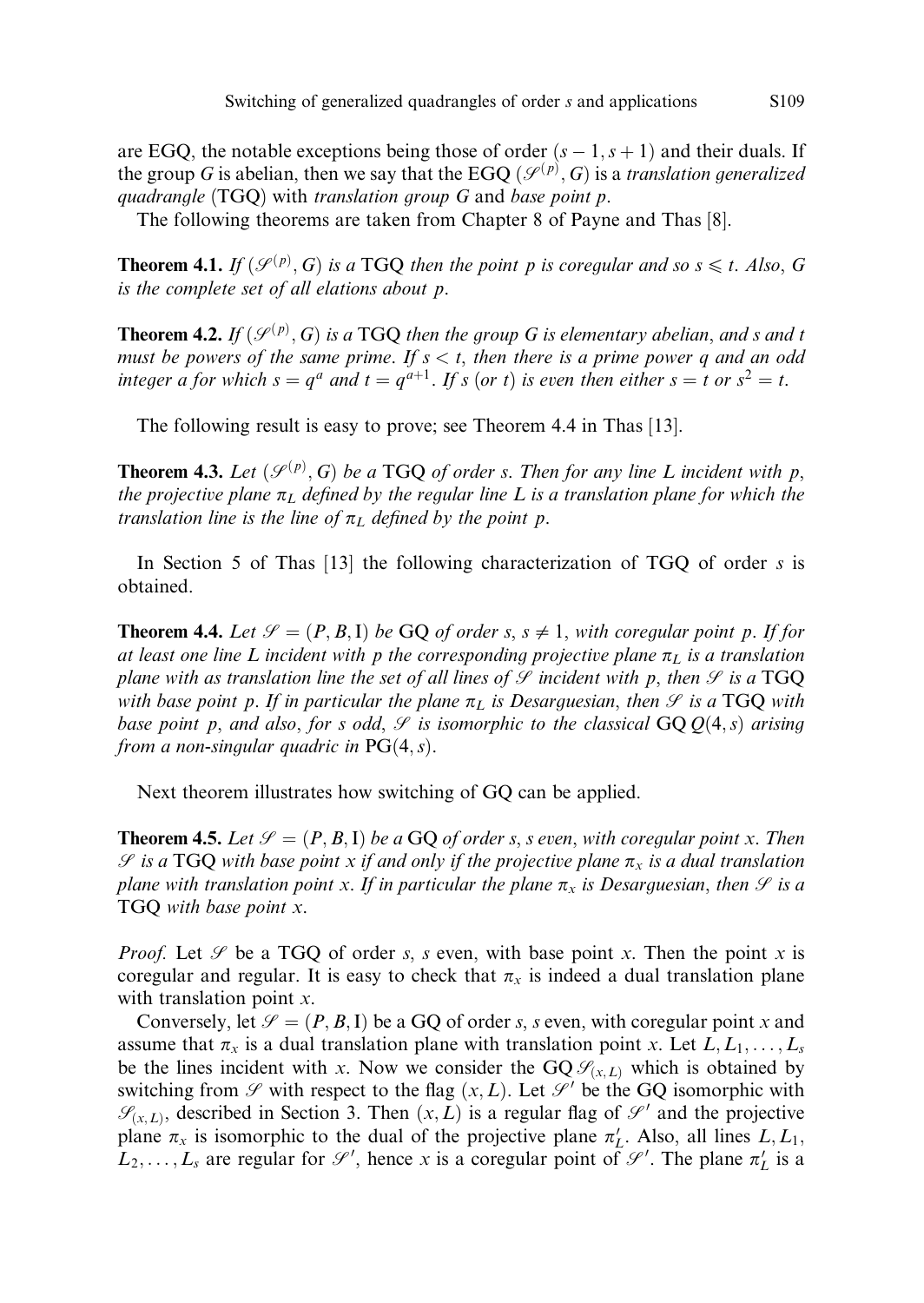are EGQ, the notable exceptions being those of order $(s-1, s+1)$ and their duals. If the group $G$ is abelian, then we say that the EGQ $(\mathcal{S}^{(p)}, G)$ is a *translation generalized quadrangle* (TGQ) with *translation group* $G$ and *base point* $p$.

The following theorems are taken from Chapter 8 of Payne and Thas [8].

**Theorem 4.1.** *If* $(\mathcal{S}^{(p)}, G)$ *is a* TGQ *then the point* $p$ *is coregular and so* $s \leqslant t$*. Also,* $G$ *is the complete set of all elations about* $p$.

**Theorem 4.2.** *If* $(\mathcal{S}^{(p)}, G)$ *is a* TGQ *then the group* $G$ *is elementary abelian, and* $s$ *and* $t$ *must be powers of the same prime. If* $s < t$*, then there is a prime power* $q$ *and an odd integer* $a$ *for which* $s = q^a$ *and* $t = q^{a+1}$*. If* $s$ *(or* $t$*) is even then either* $s = t$ *or* $s^2 = t$.

The following result is easy to prove; see Theorem 4.4 in Thas [13].

**Theorem 4.3.** *Let* $(\mathcal{S}^{(p)}, G)$ *be a* TGQ *of order* $s$*. Then for any line* $L$ *incident with* $p$*, the projective plane* $\pi_L$ *defined by the regular line* $L$ *is a translation plane for which the translation line is the line of* $\pi_L$ *defined by the point* $p$.

In Section 5 of Thas [13] the following characterization of TGQ of order $s$ is obtained.

**Theorem 4.4.** *Let* $\mathcal{S} = (P, B, \mathrm{I})$ *be* GQ *of order* $s$*,* $s \neq 1$*, with coregular point* $p$*. If for at least one line* $L$ *incident with* $p$ *the corresponding projective plane* $\pi_L$ *is a translation plane with as translation line the set of all lines of* $\mathcal{S}$ *incident with* $p$*, then* $\mathcal{S}$ *is a* TGQ *with base point* $p$*. If in particular the plane* $\pi_L$ *is Desarguesian, then* $\mathcal{S}$ *is a* TGQ *with base point* $p$*, and also, for* $s$ *odd,* $\mathcal{S}$ *is isomorphic to the classical* GQ $Q(4, s)$ *arising from a non-singular quadric in* $\mathrm{PG}(4, s)$.

Next theorem illustrates how switching of GQ can be applied.

**Theorem 4.5.** *Let* $\mathcal{S} = (P, B, \mathrm{I})$ *be a* GQ *of order* $s$*,* $s$ *even, with coregular point* $x$*. Then* $\mathcal{S}$ *is a* TGQ *with base point* $x$ *if and only if the projective plane* $\pi_x$ *is a dual translation plane with translation point* $x$*. If in particular the plane* $\pi_x$ *is Desarguesian, then* $\mathcal{S}$ *is a* TGQ *with base point* $x$.

*Proof.* Let $\mathcal{S}$ be a TGQ of order $s$, $s$ even, with base point $x$. Then the point $x$ is coregular and regular. It is easy to check that $\pi_x$ is indeed a dual translation plane with translation point $x$.

Conversely, let $\mathcal{S} = (P, B, \mathrm{I})$ be a GQ of order $s$, $s$ even, with coregular point $x$ and assume that $\pi_x$ is a dual translation plane with translation point $x$. Let $L, L_1, \ldots, L_s$ be the lines incident with $x$. Now we consider the GQ $\mathcal{S}_{(x,L)}$ which is obtained by switching from $\mathcal{S}$ with respect to the flag $(x, L)$. Let $\mathcal{S}'$ be the GQ isomorphic with $\mathcal{S}_{(x,L)}$, described in Section 3. Then $(x, L)$ is a regular flag of $\mathcal{S}'$ and the projective plane $\pi_x$ is isomorphic to the dual of the projective plane $\pi'_L$. Also, all lines $L, L_1, L_2, \ldots, L_s$ are regular for $\mathcal{S}'$, hence $x$ is a coregular point of $\mathcal{S}'$. The plane $\pi'_L$ is a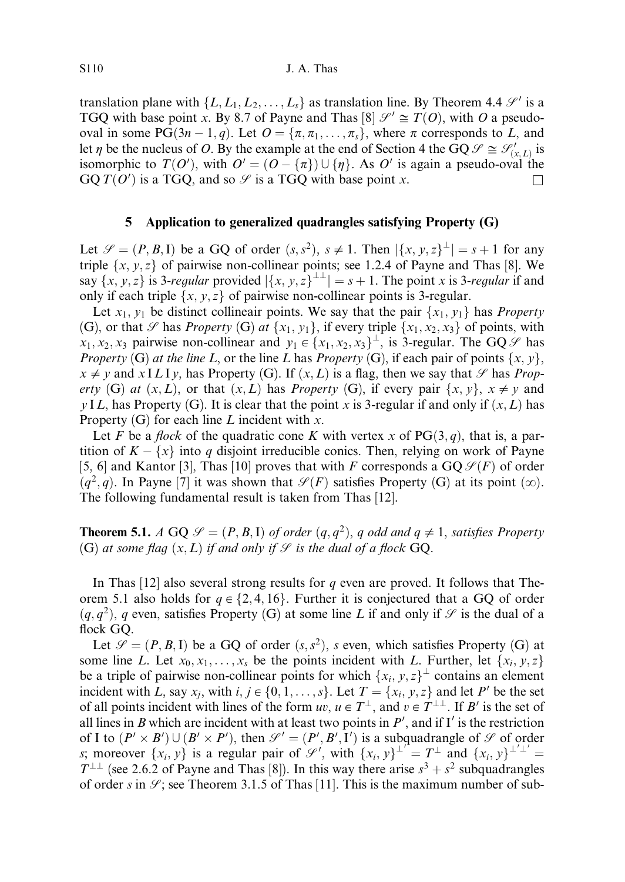translation plane with $\{L, L_1, L_2, \ldots, L_s\}$ as translation line. By Theorem 4.4 $\mathscr{S}'$ is a TGQ with base point $x$. By 8.7 of Payne and Thas [8] $\mathscr{S}' \cong T(O)$, with $O$ a pseudo-oval in some $\mathrm{PG}(3n-1, q)$. Let $O = \{\pi, \pi_1, \ldots, \pi_s\}$, where $\pi$ corresponds to $L$, and let $\eta$ be the nucleus of $O$. By the example at the end of Section 4 the GQ $\mathscr{S} \cong \mathscr{S}'_{(x,L)}$ is isomorphic to $T(O')$, with $O' = (O - \{\pi\}) \cup \{\eta\}$. As $O'$ is again a pseudo-oval the GQ $T(O')$ is a TGQ, and so $\mathscr{S}$ is a TGQ with base point $x$. $\square$

## 5 Application to generalized quadrangles satisfying Property (G)

Let $\mathscr{S} = (P, B, \mathrm{I})$ be a GQ of order $(s, s^2)$, $s \neq 1$. Then $|\{x, y, z\}^{\perp}| = s + 1$ for any triple $\{x, y, z\}$ of pairwise non-collinear points; see 1.2.4 of Payne and Thas [8]. We say $\{x, y, z\}$ is *3-regular* provided $|\{x, y, z\}^{\perp\perp}| = s + 1$. The point $x$ is *3-regular* if and only if each triple $\{x, y, z\}$ of pairwise non-collinear points is 3-regular.

Let $x_1, y_1$ be distinct collineair points. We say that the pair $\{x_1, y_1\}$ has *Property* (G), or that $\mathscr{S}$ has *Property* (G) *at* $\{x_1, y_1\}$, if every triple $\{x_1, x_2, x_3\}$ of points, with $x_1, x_2, x_3$ pairwise non-collinear and $y_1 \in \{x_1, x_2, x_3\}^{\perp}$, is 3-regular. The GQ $\mathscr{S}$ has *Property* (G) *at the line* $L$, or the line $L$ has *Property* (G), if each pair of points $\{x, y\}$, $x \neq y$ and $x \,\mathrm{I}\, L \,\mathrm{I}\, y$, has Property (G). If $(x, L)$ is a flag, then we say that $\mathscr{S}$ has *Property* (G) *at* $(x, L)$, or that $(x, L)$ has *Property* (G), if every pair $\{x, y\}$, $x \neq y$ and $y \,\mathrm{I}\, L$, has Property (G). It is clear that the point $x$ is 3-regular if and only if $(x, L)$ has Property (G) for each line $L$ incident with $x$.

Let $F$ be a *flock* of the quadratic cone $K$ with vertex $x$ of $\mathrm{PG}(3, q)$, that is, a partition of $K - \{x\}$ into $q$ disjoint irreducible conics. Then, relying on work of Payne [5, 6] and Kantor [3], Thas [10] proves that with $F$ corresponds a GQ $\mathscr{S}(F)$ of order $(q^2, q)$. In Payne [7] it was shown that $\mathscr{S}(F)$ satisfies Property (G) at its point $(\infty)$. The following fundamental result is taken from Thas [12].

**Theorem 5.1.** *A GQ $\mathscr{S} = (P, B, \mathrm{I})$ of order $(q, q^2)$, $q$ odd and $q \neq 1$, satisfies Property (G) at some flag $(x, L)$ if and only if $\mathscr{S}$ is the dual of a flock* GQ.

In Thas [12] also several strong results for $q$ even are proved. It follows that Theorem 5.1 also holds for $q \in \{2, 4, 16\}$. Further it is conjectured that a GQ of order $(q, q^2)$, $q$ even, satisfies Property (G) at some line $L$ if and only if $\mathscr{S}$ is the dual of a flock GQ.

Let $\mathscr{S} = (P, B, \mathrm{I})$ be a GQ of order $(s, s^2)$, $s$ even, which satisfies Property (G) at some line $L$. Let $x_0, x_1, \ldots, x_s$ be the points incident with $L$. Further, let $\{x_i, y, z\}$ be a triple of pairwise non-collinear points for which $\{x_i, y, z\}^{\perp}$ contains an element incident with $L$, say $x_j$, with $i, j \in \{0, 1, \ldots, s\}$. Let $T = \{x_i, y, z\}$ and let $P'$ be the set of all points incident with lines of the form $uv$, $u \in T^{\perp}$, and $v \in T^{\perp\perp}$. If $B'$ is the set of all lines in $B$ which are incident with at least two points in $P'$, and if $\mathrm{I}'$ is the restriction of $\mathrm{I}$ to $(P' \times B') \cup (B' \times P')$, then $\mathscr{S}' = (P', B', \mathrm{I}')$ is a subquadrangle of $\mathscr{S}$ of order $s$; moreover $\{x_i, y\}$ is a regular pair of $\mathscr{S}'$, with $\{x_i, y\}^{\perp'} = T^{\perp}$ and $\{x_i, y\}^{\perp'\perp'} = T^{\perp\perp}$ (see 2.6.2 of Payne and Thas [8]). In this way there arise $s^3 + s^2$ subquadrangles of order $s$ in $\mathscr{S}$; see Theorem 3.1.5 of Thas [11]. This is the maximum number of sub-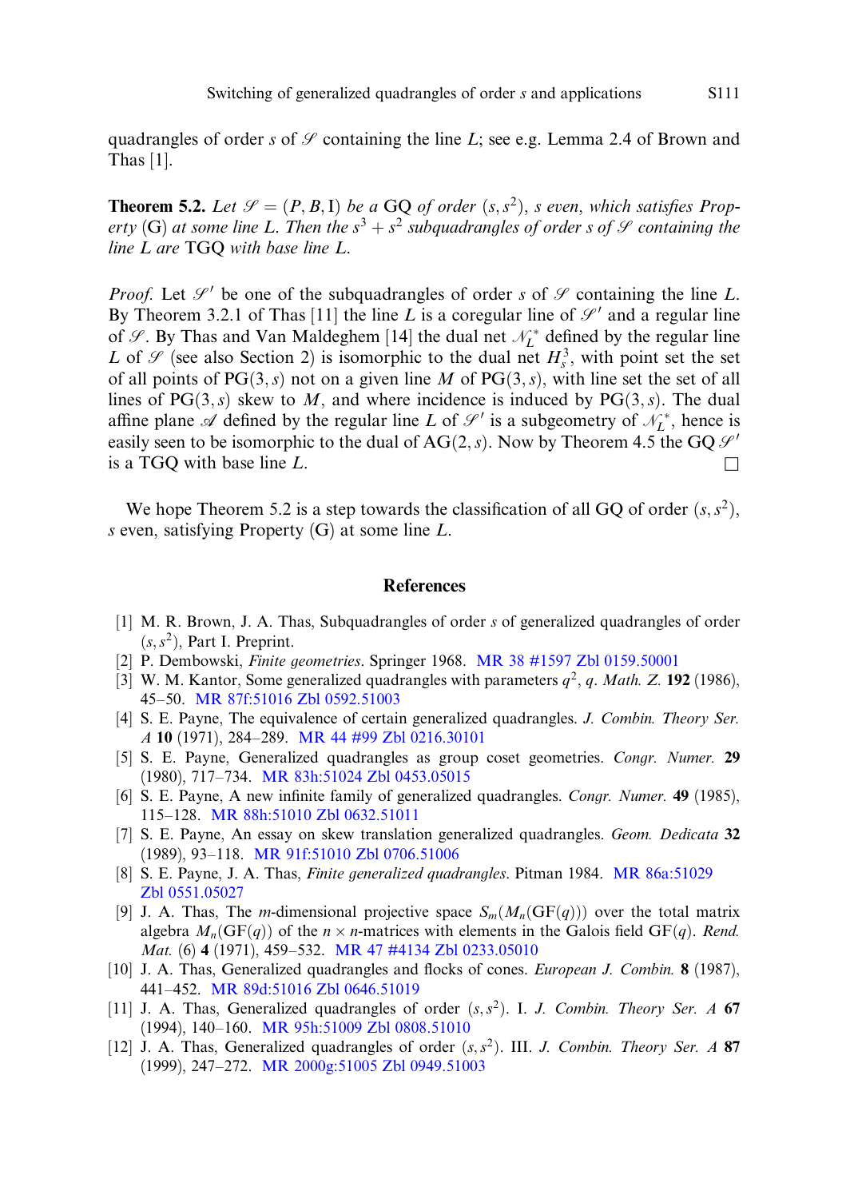quadrangles of order $s$ of $\mathcal{S}$ containing the line $L$; see e.g. Lemma 2.4 of Brown and Thas [1].

**Theorem 5.2.** *Let $\mathcal{S} = (P, B, \mathrm{I})$ be a GQ of order $(s, s^2)$, $s$ even, which satisfies Property (G) at some line $L$. Then the $s^3 + s^2$ subquadrangles of order $s$ of $\mathcal{S}$ containing the line $L$ are TGQ with base line $L$.*

*Proof.* Let $\mathcal{S}'$ be one of the subquadrangles of order $s$ of $\mathcal{S}$ containing the line $L$. By Theorem 3.2.1 of Thas [11] the line $L$ is a coregular line of $\mathcal{S}'$ and a regular line of $\mathcal{S}$. By Thas and Van Maldeghem [14] the dual net $\mathcal{N}_L^*$ defined by the regular line $L$ of $\mathcal{S}$ (see also Section 2) is isomorphic to the dual net $H_s^3$, with point set the set of all points of $\mathrm{PG}(3, s)$ not on a given line $M$ of $\mathrm{PG}(3, s)$, with line set the set of all lines of $\mathrm{PG}(3, s)$ skew to $M$, and where incidence is induced by $\mathrm{PG}(3, s)$. The dual affine plane $\mathcal{A}$ defined by the regular line $L$ of $\mathcal{S}'$ is a subgeometry of $\mathcal{N}_L^*$, hence is easily seen to be isomorphic to the dual of $\mathrm{AG}(2, s)$. Now by Theorem 4.5 the GQ $\mathcal{S}'$ is a TGQ with base line $L$. □

We hope Theorem 5.2 is a step towards the classification of all GQ of order $(s, s^2)$, $s$ even, satisfying Property (G) at some line $L$.

## References

[1] M. R. Brown, J. A. Thas, Subquadrangles of order $s$ of generalized quadrangles of order $(s, s^2)$, Part I. Preprint.

[2] P. Dembowski, *Finite geometries*. Springer 1968. MR 38 #1597 Zbl 0159.50001

[3] W. M. Kantor, Some generalized quadrangles with parameters $q^2$, $q$. *Math. Z.* **192** (1986), 45–50. MR 87f:51016 Zbl 0592.51003

[4] S. E. Payne, The equivalence of certain generalized quadrangles. *J. Combin. Theory Ser. A* **10** (1971), 284–289. MR 44 #99 Zbl 0216.30101

[5] S. E. Payne, Generalized quadrangles as group coset geometries. *Congr. Numer.* **29** (1980), 717–734. MR 83h:51024 Zbl 0453.05015

[6] S. E. Payne, A new infinite family of generalized quadrangles. *Congr. Numer.* **49** (1985), 115–128. MR 88h:51010 Zbl 0632.51011

[7] S. E. Payne, An essay on skew translation generalized quadrangles. *Geom. Dedicata* **32** (1989), 93–118. MR 91f:51010 Zbl 0706.51006

[8] S. E. Payne, J. A. Thas, *Finite generalized quadrangles*. Pitman 1984. MR 86a:51029 Zbl 0551.05027

[9] J. A. Thas, The $m$-dimensional projective space $S_m(M_n(\mathrm{GF}(q)))$ over the total matrix algebra $M_n(\mathrm{GF}(q))$ of the $n \times n$-matrices with elements in the Galois field $\mathrm{GF}(q)$. *Rend. Mat.* (6) **4** (1971), 459–532. MR 47 #4134 Zbl 0233.05010

[10] J. A. Thas, Generalized quadrangles and flocks of cones. *European J. Combin.* **8** (1987), 441–452. MR 89d:51016 Zbl 0646.51019

[11] J. A. Thas, Generalized quadrangles of order $(s, s^2)$. I. *J. Combin. Theory Ser. A* **67** (1994), 140–160. MR 95h:51009 Zbl 0808.51010

[12] J. A. Thas, Generalized quadrangles of order $(s, s^2)$. III. *J. Combin. Theory Ser. A* **87** (1999), 247–272. MR 2000g:51005 Zbl 0949.51003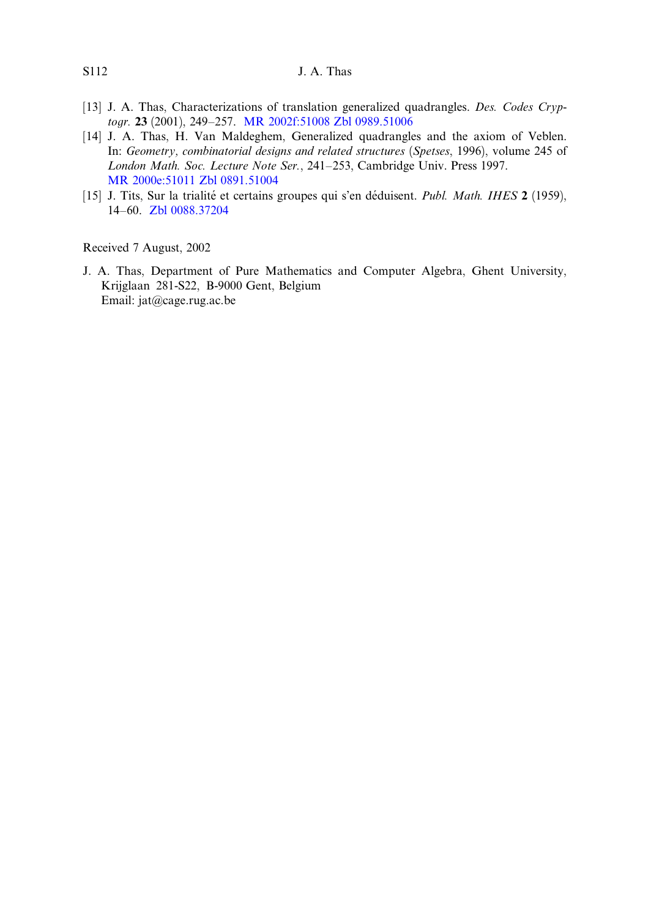[13] J. A. Thas, Characterizations of translation generalized quadrangles. *Des. Codes Cryptogr.* **23** (2001), 249–257. MR 2002f:51008 Zbl 0989.51006

[14] J. A. Thas, H. Van Maldeghem, Generalized quadrangles and the axiom of Veblen. In: *Geometry, combinatorial designs and related structures* (*Spetses*, 1996), volume 245 of *London Math. Soc. Lecture Note Ser.*, 241–253, Cambridge Univ. Press 1997. MR 2000e:51011 Zbl 0891.51004

[15] J. Tits, Sur la trialité et certains groupes qui s'en déduisent. *Publ. Math. IHES* **2** (1959), 14–60. Zbl 0088.37204

Received 7 August, 2002

J. A. Thas, Department of Pure Mathematics and Computer Algebra, Ghent University, Krijglaan 281-S22, B-9000 Gent, Belgium
Email: jat@cage.rug.ac.be